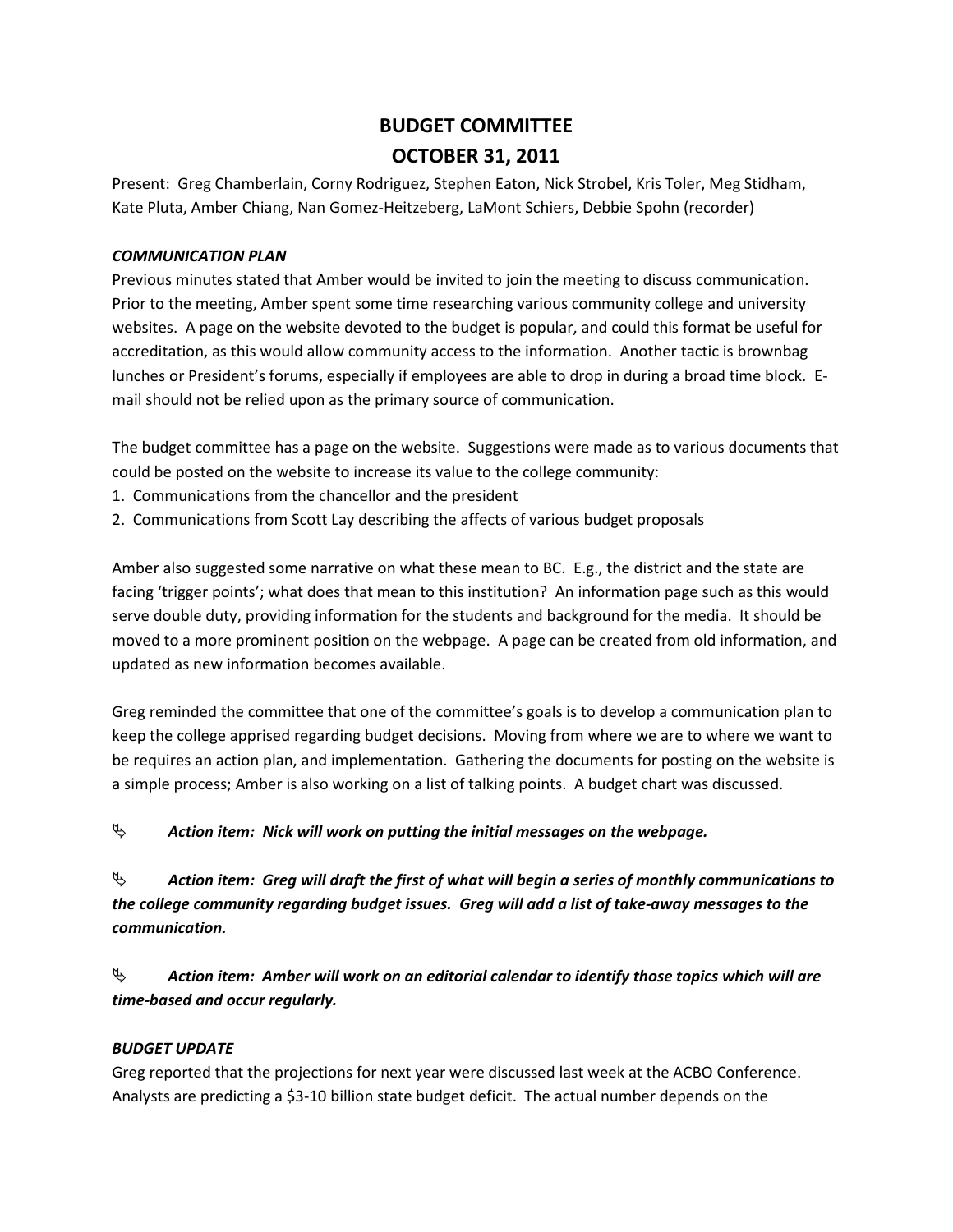# BUDGET COMMITTEE
# OCTOBER 31, 2011

Present: Greg Chamberlain, Corny Rodriguez, Stephen Eaton, Nick Strobel, Kris Toler, Meg Stidham, Kate Pluta, Amber Chiang, Nan Gomez-Heitzeberg, LaMont Schiers, Debbie Spohn (recorder)

### *COMMUNICATION PLAN*

Previous minutes stated that Amber would be invited to join the meeting to discuss communication. Prior to the meeting, Amber spent some time researching various community college and university websites. A page on the website devoted to the budget is popular, and could this format be useful for accreditation, as this would allow community access to the information. Another tactic is brownbag lunches or President's forums, especially if employees are able to drop in during a broad time block. E-mail should not be relied upon as the primary source of communication.

The budget committee has a page on the website. Suggestions were made as to various documents that could be posted on the website to increase its value to the college community:

1. Communications from the chancellor and the president
2. Communications from Scott Lay describing the affects of various budget proposals

Amber also suggested some narrative on what these mean to BC. E.g., the district and the state are facing 'trigger points'; what does that mean to this institution? An information page such as this would serve double duty, providing information for the students and background for the media. It should be moved to a more prominent position on the webpage. A page can be created from old information, and updated as new information becomes available.

Greg reminded the committee that one of the committee's goals is to develop a communication plan to keep the college apprised regarding budget decisions. Moving from where we are to where we want to be requires an action plan, and implementation. Gathering the documents for posting on the website is a simple process; Amber is also working on a list of talking points. A budget chart was discussed.

- ***Action item: Nick will work on putting the initial messages on the webpage.***

- ***Action item: Greg will draft the first of what will begin a series of monthly communications to the college community regarding budget issues. Greg will add a list of take-away messages to the communication.***

- ***Action item: Amber will work on an editorial calendar to identify those topics which will are time-based and occur regularly.***

### *BUDGET UPDATE*

Greg reported that the projections for next year were discussed last week at the ACBO Conference. Analysts are predicting a $3-10 billion state budget deficit. The actual number depends on the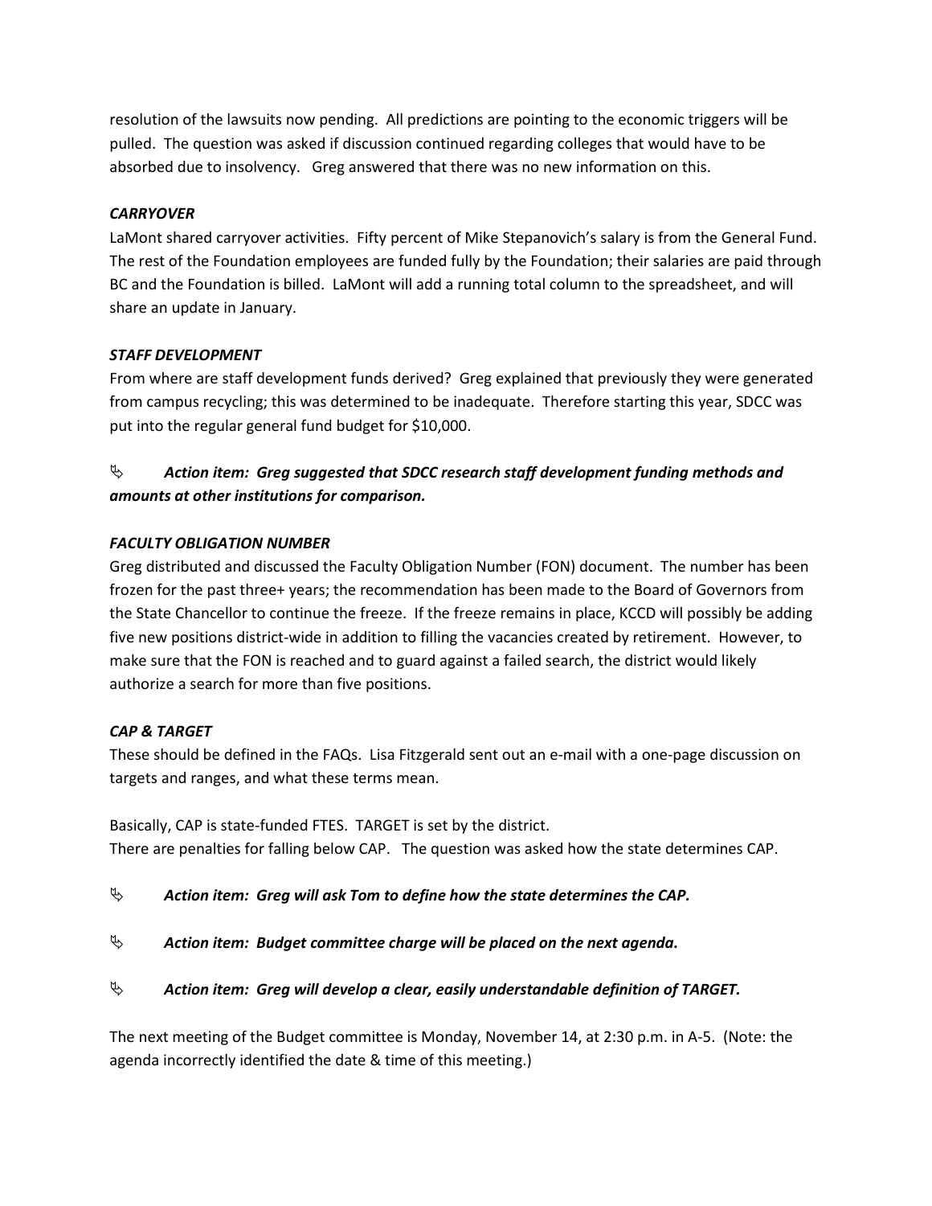resolution of the lawsuits now pending. All predictions are pointing to the economic triggers will be pulled. The question was asked if discussion continued regarding colleges that would have to be absorbed due to insolvency. Greg answered that there was no new information on this.

***CARRYOVER***

LaMont shared carryover activities. Fifty percent of Mike Stepanovich's salary is from the General Fund. The rest of the Foundation employees are funded fully by the Foundation; their salaries are paid through BC and the Foundation is billed. LaMont will add a running total column to the spreadsheet, and will share an update in January.

***STAFF DEVELOPMENT***

From where are staff development funds derived? Greg explained that previously they were generated from campus recycling; this was determined to be inadequate. Therefore starting this year, SDCC was put into the regular general fund budget for $10,000.

- ***Action item: Greg suggested that SDCC research staff development funding methods and amounts at other institutions for comparison.***

***FACULTY OBLIGATION NUMBER***

Greg distributed and discussed the Faculty Obligation Number (FON) document. The number has been frozen for the past three+ years; the recommendation has been made to the Board of Governors from the State Chancellor to continue the freeze. If the freeze remains in place, KCCD will possibly be adding five new positions district-wide in addition to filling the vacancies created by retirement. However, to make sure that the FON is reached and to guard against a failed search, the district would likely authorize a search for more than five positions.

***CAP & TARGET***

These should be defined in the FAQs. Lisa Fitzgerald sent out an e-mail with a one-page discussion on targets and ranges, and what these terms mean.

Basically, CAP is state-funded FTES. TARGET is set by the district.
There are penalties for falling below CAP. The question was asked how the state determines CAP.

- ***Action item: Greg will ask Tom to define how the state determines the CAP.***
- ***Action item: Budget committee charge will be placed on the next agenda.***
- ***Action item: Greg will develop a clear, easily understandable definition of TARGET.***

The next meeting of the Budget committee is Monday, November 14, at 2:30 p.m. in A-5. (Note: the agenda incorrectly identified the date & time of this meeting.)